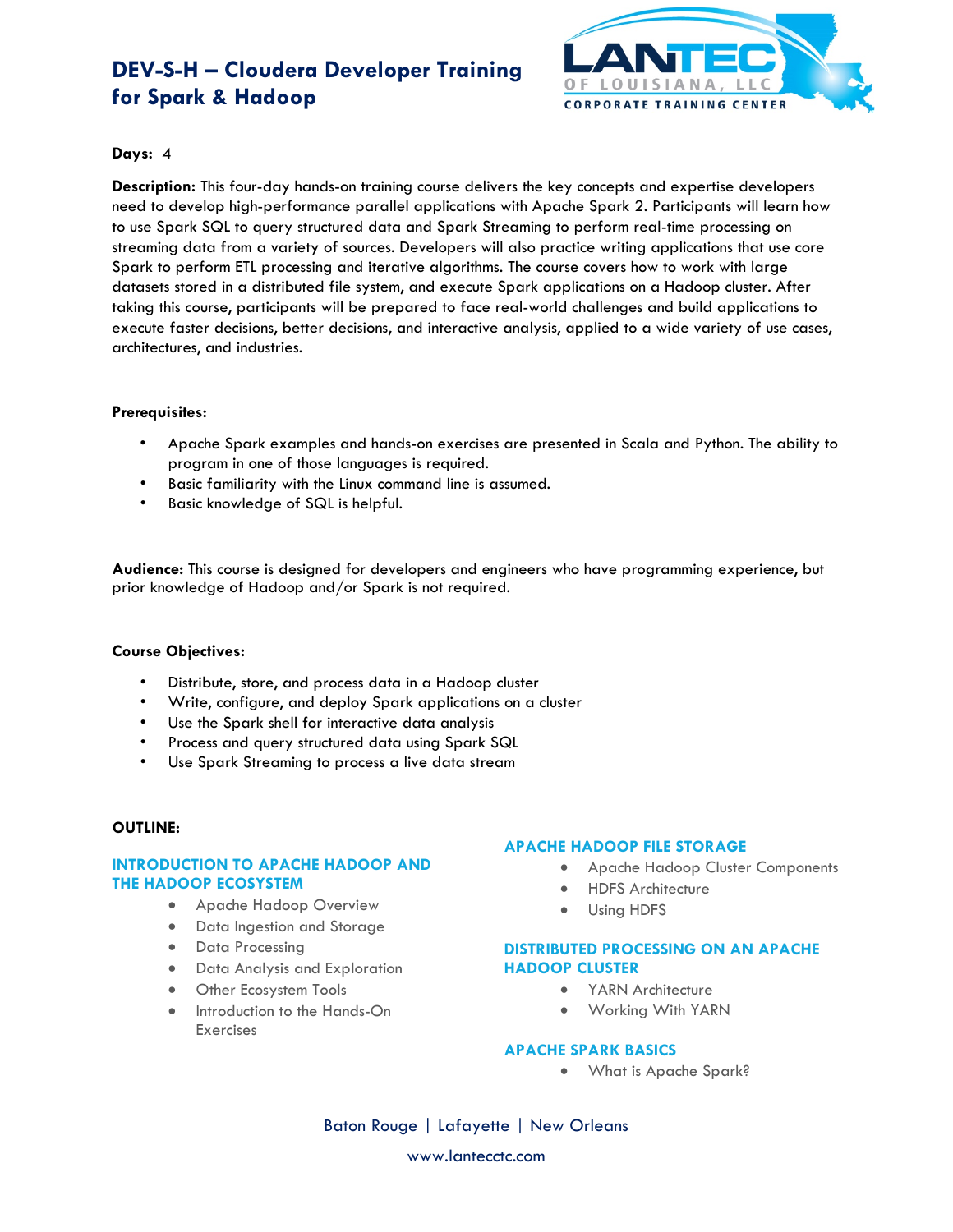# DEV-S-H – Cloudera Developer Training for Spark & Hadoop

**Days:** 4

**Description:** This four-day hands-on training course delivers the key concepts and expertise developers need to develop high-performance parallel applications with Apache Spark 2. Participants will learn how to use Spark SQL to query structured data and Spark Streaming to perform real-time processing on streaming data from a variety of sources. Developers will also practice writing applications that use core Spark to perform ETL processing and iterative algorithms. The course covers how to work with large datasets stored in a distributed file system, and execute Spark applications on a Hadoop cluster. After taking this course, participants will be prepared to face real-world challenges and build applications to execute faster decisions, better decisions, and interactive analysis, applied to a wide variety of use cases, architectures, and industries.

**Prerequisites:**

- Apache Spark examples and hands-on exercises are presented in Scala and Python. The ability to program in one of those languages is required.
- Basic familiarity with the Linux command line is assumed.
- Basic knowledge of SQL is helpful.

**Audience:** This course is designed for developers and engineers who have programming experience, but prior knowledge of Hadoop and/or Spark is not required.

**Course Objectives:**

- Distribute, store, and process data in a Hadoop cluster
- Write, configure, and deploy Spark applications on a cluster
- Use the Spark shell for interactive data analysis
- Process and query structured data using Spark SQL
- Use Spark Streaming to process a live data stream

**OUTLINE:**

### INTRODUCTION TO APACHE HADOOP AND THE HADOOP ECOSYSTEM

- Apache Hadoop Overview
- Data Ingestion and Storage
- Data Processing
- Data Analysis and Exploration
- Other Ecosystem Tools
- Introduction to the Hands-On Exercises

### APACHE HADOOP FILE STORAGE

- Apache Hadoop Cluster Components
- HDFS Architecture
- Using HDFS

### DISTRIBUTED PROCESSING ON AN APACHE HADOOP CLUSTER

- YARN Architecture
- Working With YARN

### APACHE SPARK BASICS

- What is Apache Spark?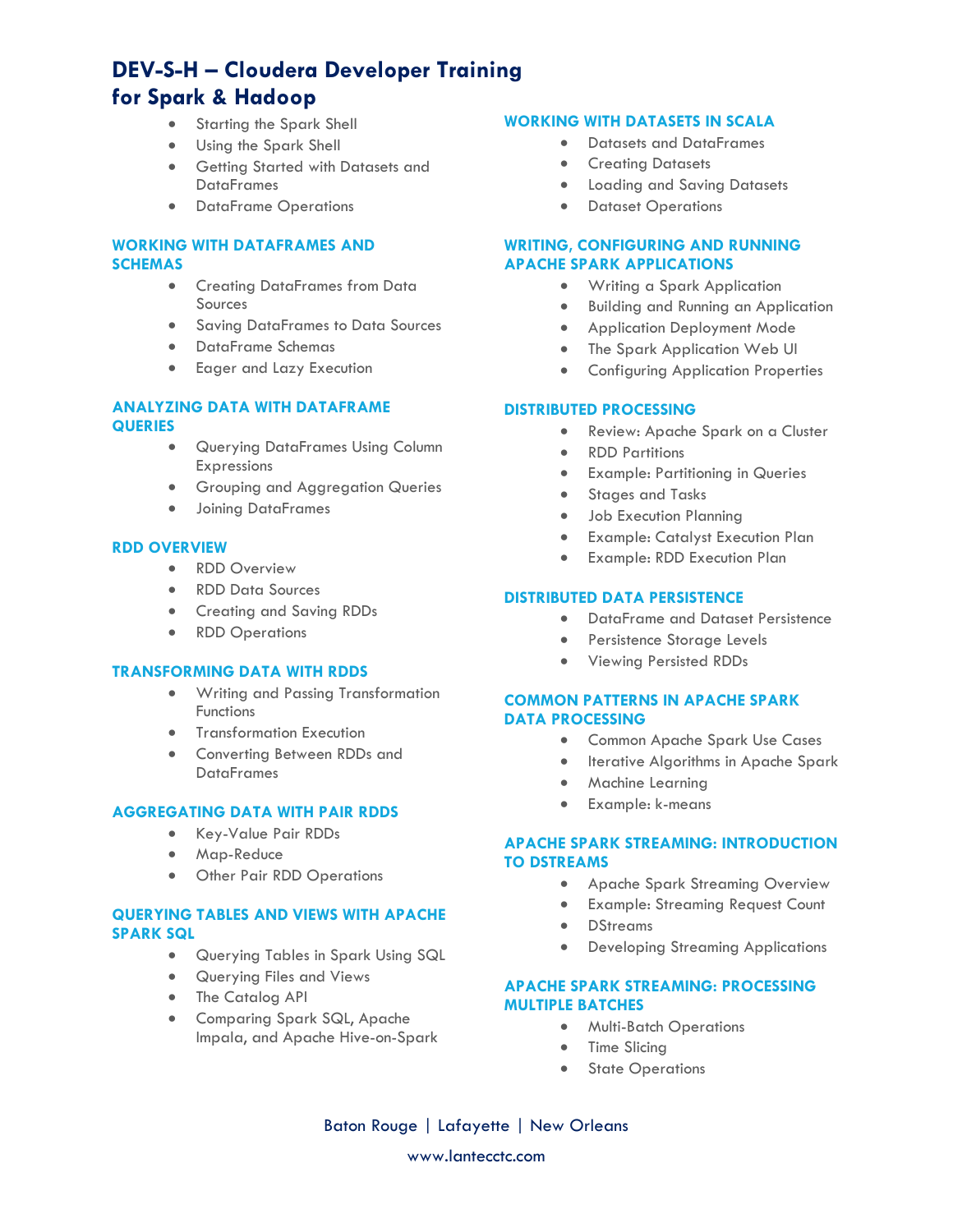# DEV-S-H – Cloudera Developer Training for Spark & Hadoop

- Starting the Spark Shell
- Using the Spark Shell
- Getting Started with Datasets and DataFrames
- DataFrame Operations

## WORKING WITH DATAFRAMES AND SCHEMAS

- Creating DataFrames from Data Sources
- Saving DataFrames to Data Sources
- DataFrame Schemas
- Eager and Lazy Execution

## ANALYZING DATA WITH DATAFRAME QUERIES

- Querying DataFrames Using Column Expressions
- Grouping and Aggregation Queries
- Joining DataFrames

## RDD OVERVIEW

- RDD Overview
- RDD Data Sources
- Creating and Saving RDDs
- RDD Operations

## TRANSFORMING DATA WITH RDDS

- Writing and Passing Transformation Functions
- Transformation Execution
- Converting Between RDDs and DataFrames

## AGGREGATING DATA WITH PAIR RDDS

- Key-Value Pair RDDs
- Map-Reduce
- Other Pair RDD Operations

## QUERYING TABLES AND VIEWS WITH APACHE SPARK SQL

- Querying Tables in Spark Using SQL
- Querying Files and Views
- The Catalog API
- Comparing Spark SQL, Apache Impala, and Apache Hive-on-Spark

## WORKING WITH DATASETS IN SCALA

- Datasets and DataFrames
- Creating Datasets
- Loading and Saving Datasets
- Dataset Operations

## WRITING, CONFIGURING AND RUNNING APACHE SPARK APPLICATIONS

- Writing a Spark Application
- Building and Running an Application
- Application Deployment Mode
- The Spark Application Web UI
- Configuring Application Properties

## DISTRIBUTED PROCESSING

- Review: Apache Spark on a Cluster
- RDD Partitions
- Example: Partitioning in Queries
- Stages and Tasks
- Job Execution Planning
- Example: Catalyst Execution Plan
- Example: RDD Execution Plan

## DISTRIBUTED DATA PERSISTENCE

- DataFrame and Dataset Persistence
- Persistence Storage Levels
- Viewing Persisted RDDs

## COMMON PATTERNS IN APACHE SPARK DATA PROCESSING

- Common Apache Spark Use Cases
- Iterative Algorithms in Apache Spark
- Machine Learning
- Example: k-means

## APACHE SPARK STREAMING: INTRODUCTION TO DSTREAMS

- Apache Spark Streaming Overview
- Example: Streaming Request Count
- DStreams
- Developing Streaming Applications

## APACHE SPARK STREAMING: PROCESSING MULTIPLE BATCHES

- Multi-Batch Operations
- Time Slicing
- State Operations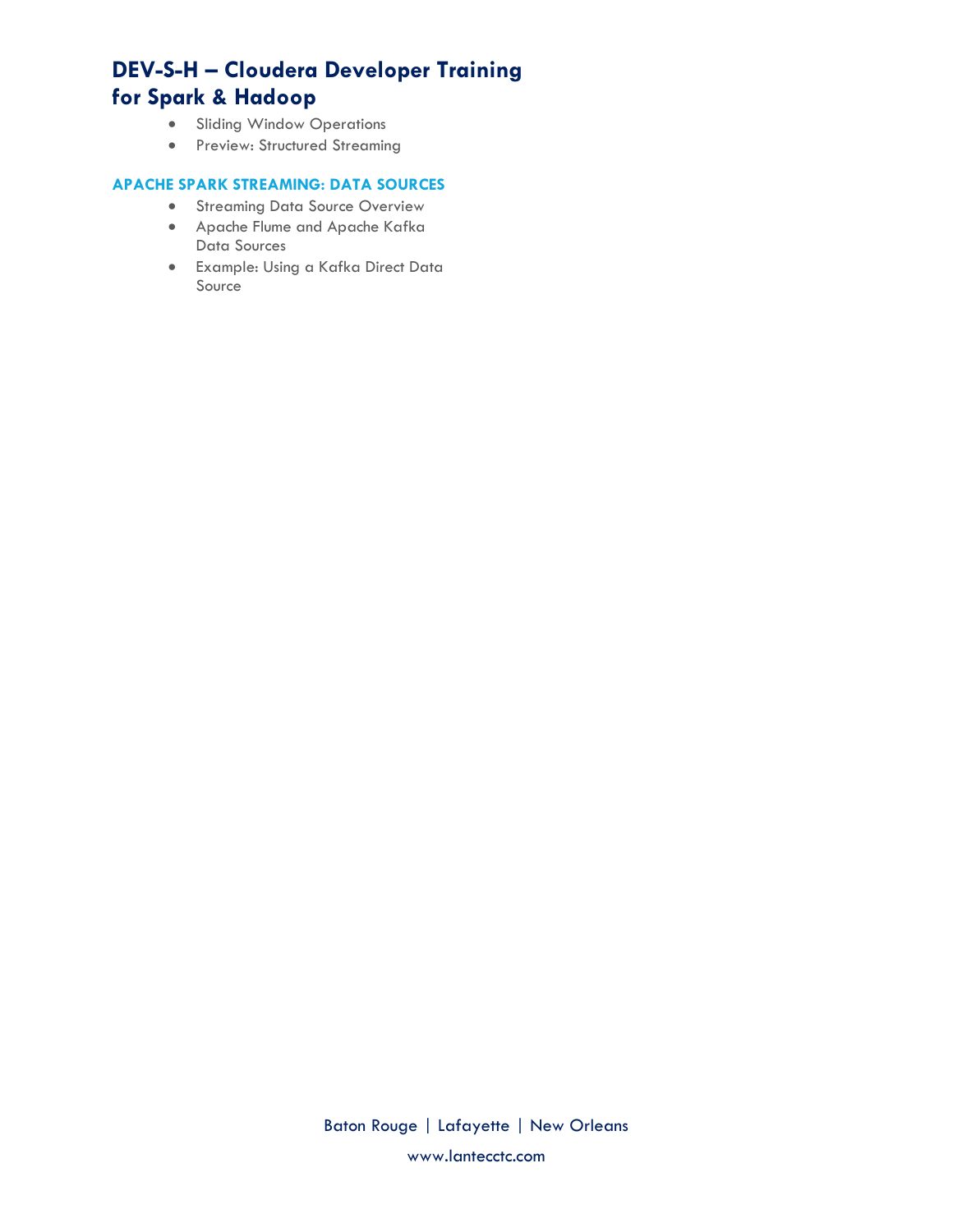- Sliding Window Operations
- Preview: Structured Streaming

### APACHE SPARK STREAMING: DATA SOURCES

- Streaming Data Source Overview
- Apache Flume and Apache Kafka Data Sources
- Example: Using a Kafka Direct Data Source